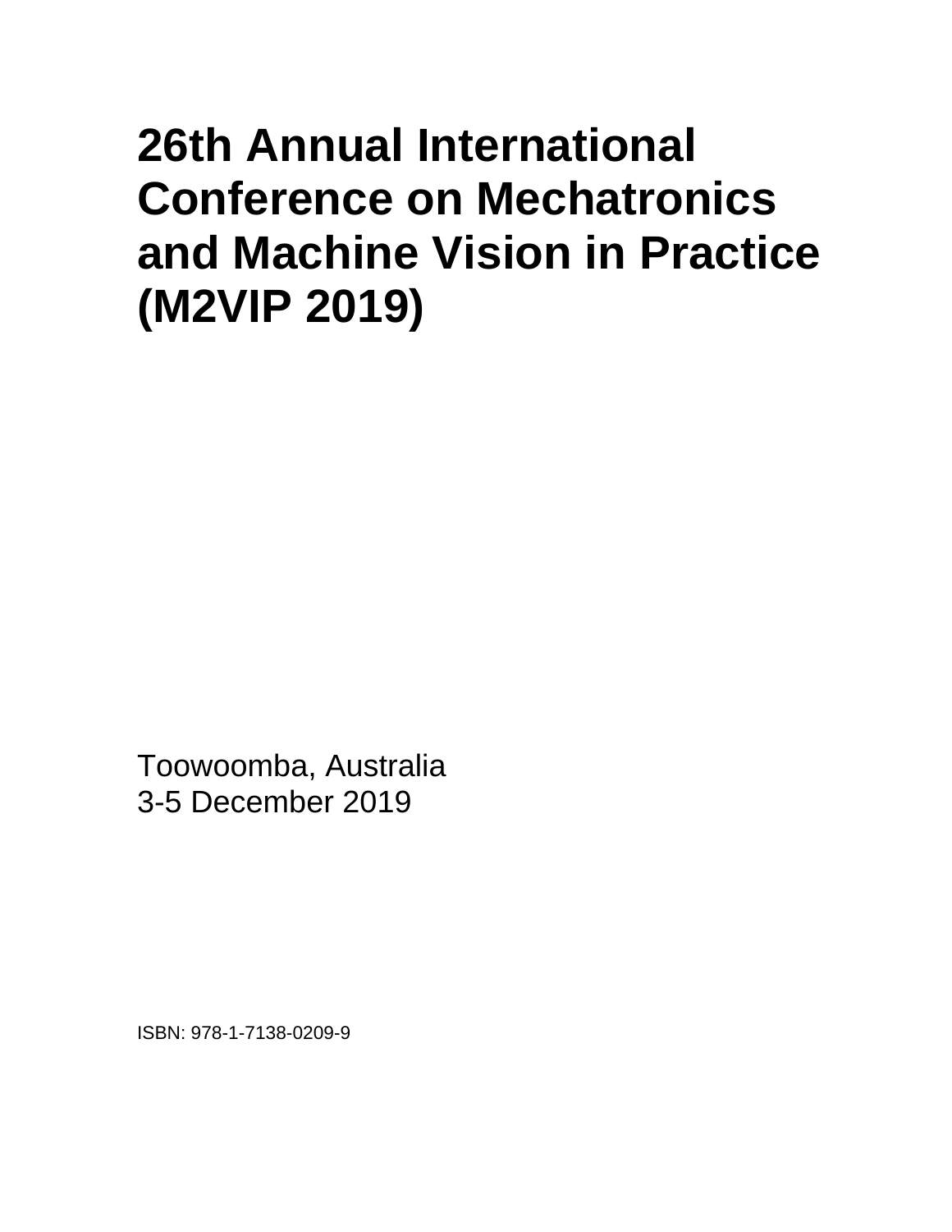# 26th Annual International Conference on Mechatronics and Machine Vision in Practice (M2VIP 2019)

Toowoomba, Australia
3-5 December 2019

ISBN: 978-1-7138-0209-9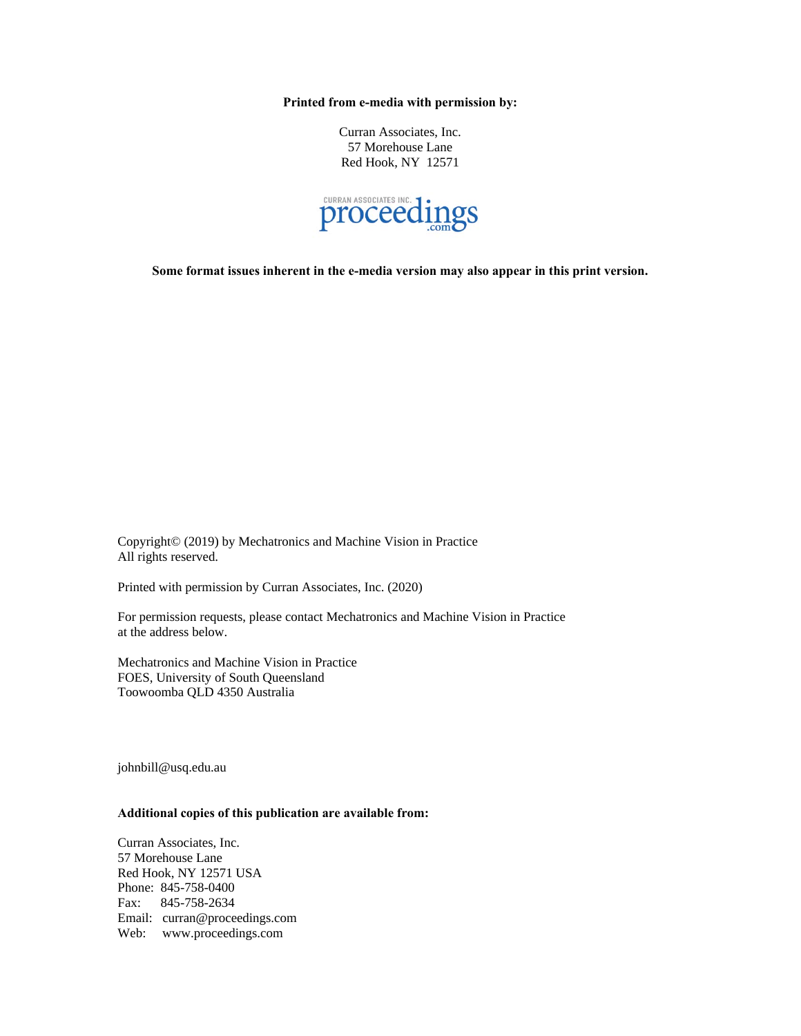**Printed from e-media with permission by:**

Curran Associates, Inc.
57 Morehouse Lane
Red Hook, NY 12571

CURRAN ASSOCIATES INC. proceedings.com

**Some format issues inherent in the e-media version may also appear in this print version.**

Copyright© (2019) by Mechatronics and Machine Vision in Practice
All rights reserved.

Printed with permission by Curran Associates, Inc. (2020)

For permission requests, please contact Mechatronics and Machine Vision in Practice at the address below.

Mechatronics and Machine Vision in Practice
FOES, University of South Queensland
Toowoomba QLD 4350 Australia

johnbill@usq.edu.au

**Additional copies of this publication are available from:**

Curran Associates, Inc.
57 Morehouse Lane
Red Hook, NY 12571 USA
Phone: 845-758-0400
Fax: 845-758-2634
Email: curran@proceedings.com
Web: www.proceedings.com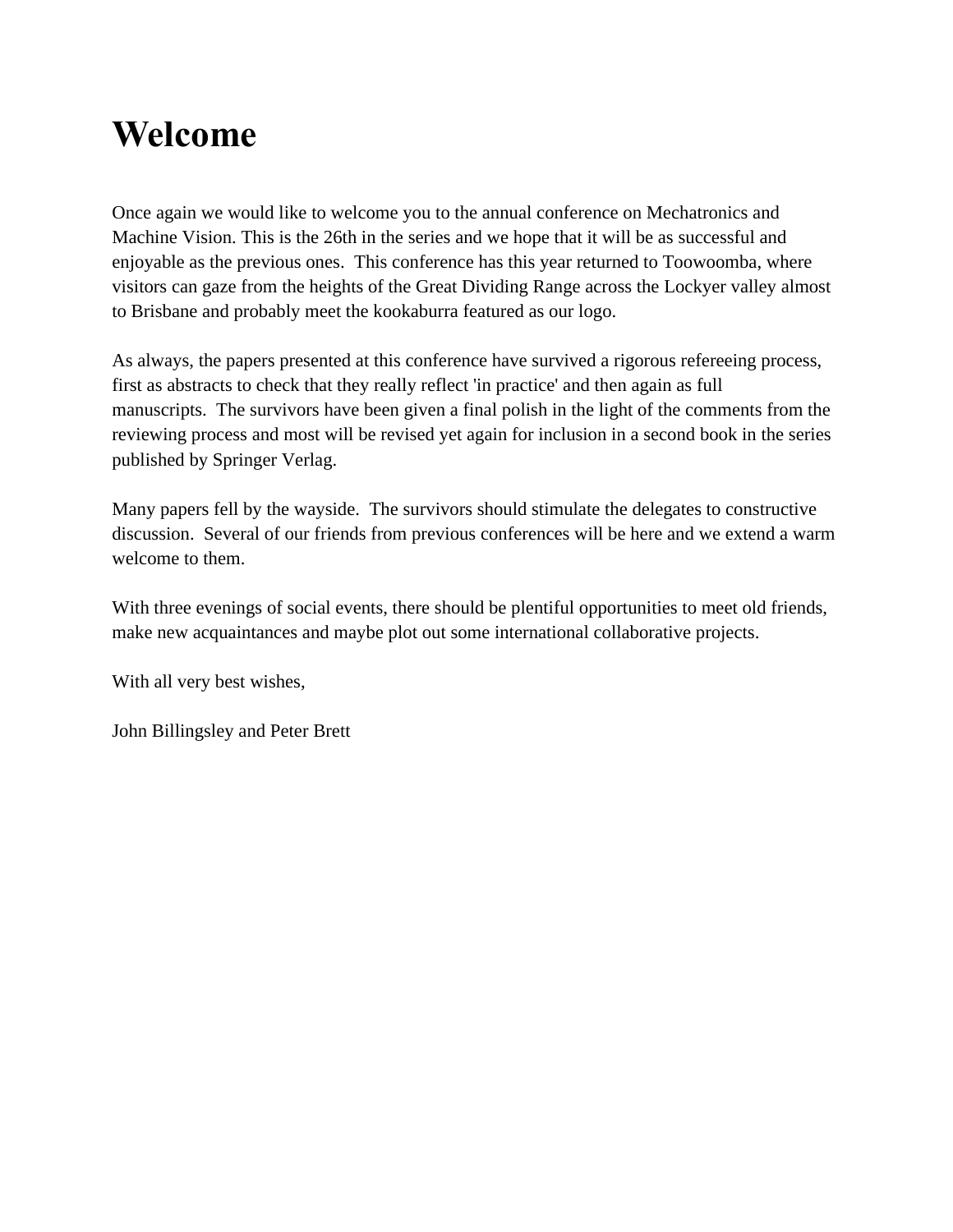# Welcome

Once again we would like to welcome you to the annual conference on Mechatronics and Machine Vision. This is the 26th in the series and we hope that it will be as successful and enjoyable as the previous ones.  This conference has this year returned to Toowoomba, where visitors can gaze from the heights of the Great Dividing Range across the Lockyer valley almost to Brisbane and probably meet the kookaburra featured as our logo.

As always, the papers presented at this conference have survived a rigorous refereeing process, first as abstracts to check that they really reflect 'in practice' and then again as full manuscripts.  The survivors have been given a final polish in the light of the comments from the reviewing process and most will be revised yet again for inclusion in a second book in the series published by Springer Verlag.

Many papers fell by the wayside.  The survivors should stimulate the delegates to constructive discussion.  Several of our friends from previous conferences will be here and we extend a warm welcome to them.

With three evenings of social events, there should be plentiful opportunities to meet old friends, make new acquaintances and maybe plot out some international collaborative projects.

With all very best wishes,

John Billingsley and Peter Brett